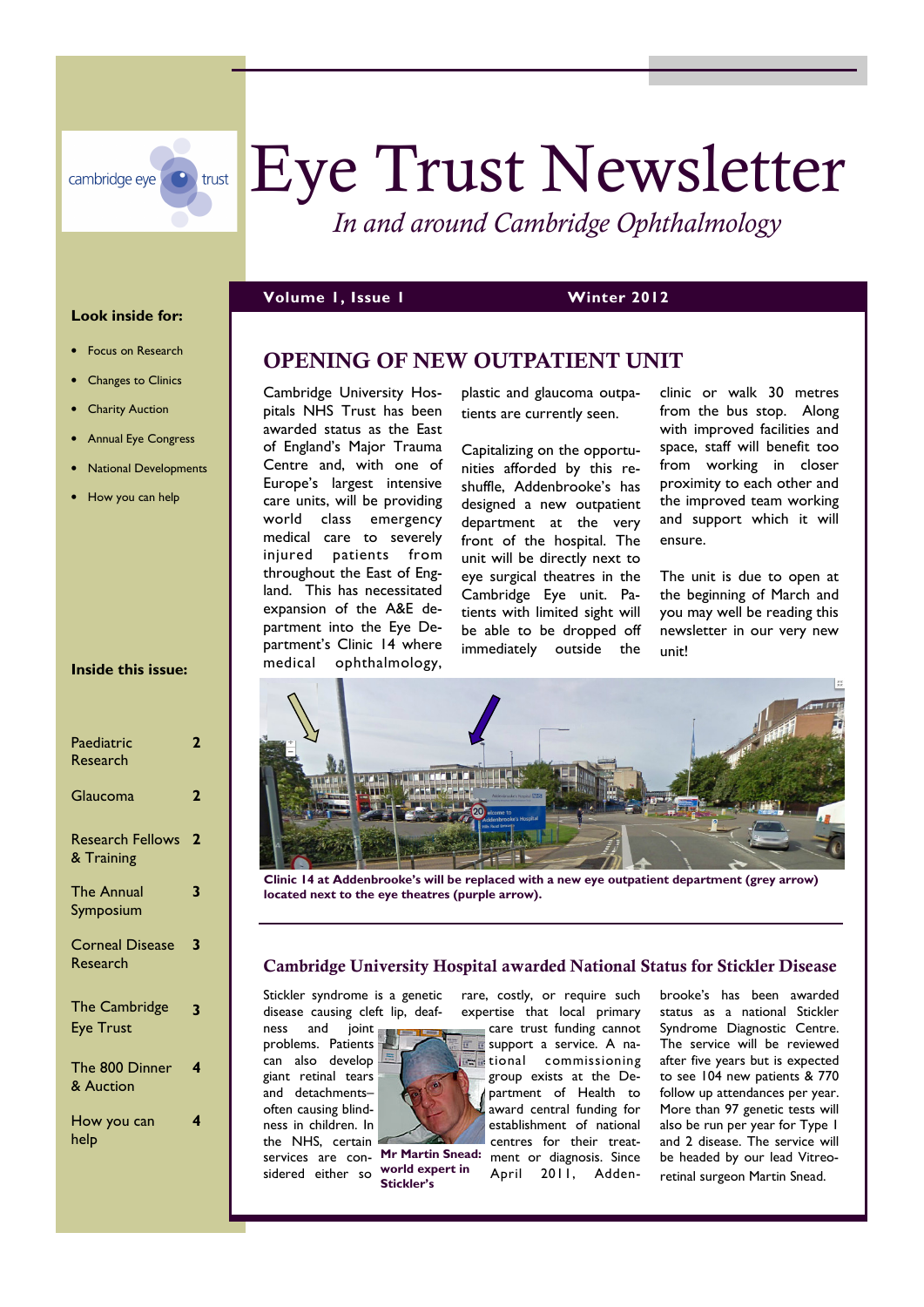cambridge eye trust

# Eye Trust Newsletter

*In and around Cambridge Ophthalmology*

**Volume 1, Issue 1** **Winter 2012**

**Look inside for:**

- Focus on Research
- Changes to Clinics
- Charity Auction
- Annual Eye Congress
- National Developments
- How you can help

**Inside this issue:**

| | |
|---|---|
| Paediatric Research | 2 |
| Glaucoma | 2 |
| Research Fellows & Training | 2 |
| The Annual Symposium | 3 |
| Corneal Disease Research | 3 |
| The Cambridge Eye Trust | 3 |
| The 800 Dinner & Auction | 4 |
| How you can help | 4 |

## OPENING OF NEW OUTPATIENT UNIT

Cambridge University Hospitals NHS Trust has been awarded status as the East of England's Major Trauma Centre and, with one of Europe's largest intensive care units, will be providing world class emergency medical care to severely injured patients from throughout the East of England. This has necessitated expansion of the A&E department into the Eye Department's Clinic 14 where medical ophthalmology, plastic and glaucoma outpatients are currently seen.

Capitalizing on the opportunities afforded by this reshuffle, Addenbrooke's has designed a new outpatient department at the very front of the hospital. The unit will be directly next to eye surgical theatres in the Cambridge Eye unit. Patients with limited sight will be able to be dropped off immediately outside the clinic or walk 30 metres from the bus stop. Along with improved facilities and space, staff will benefit too from working in closer proximity to each other and the improved team working and support which it will ensure.

The unit is due to open at the beginning of March and you may well be reading this newsletter in our very new unit!

**Clinic 14 at Addenbrooke's will be replaced with a new eye outpatient department (grey arrow) located next to the eye theatres (purple arrow).**

## Cambridge University Hospital awarded National Status for Stickler Disease

Stickler syndrome is a genetic disease causing cleft lip, deafness and joint problems. Patients can also develop giant retinal tears and detachments–often causing blindness in children. In the NHS, certain services are considered either so rare, costly, or require such expertise that local primary care trust funding cannot support a service. A national commissioning group exists at the Department of Health to award central funding for establishment of national centres for their treatment or diagnosis. Since April 2011, Addenbrooke's has been awarded status as a national Stickler Syndrome Diagnostic Centre. The service will be reviewed after five years but is expected to see 104 new patients & 770 follow up attendances per year. More than 97 genetic tests will also be run per year for Type I and 2 disease. The service will be headed by our lead Vitreoretinal surgeon Martin Snead.

**Mr Martin Snead: world expert in Stickler's**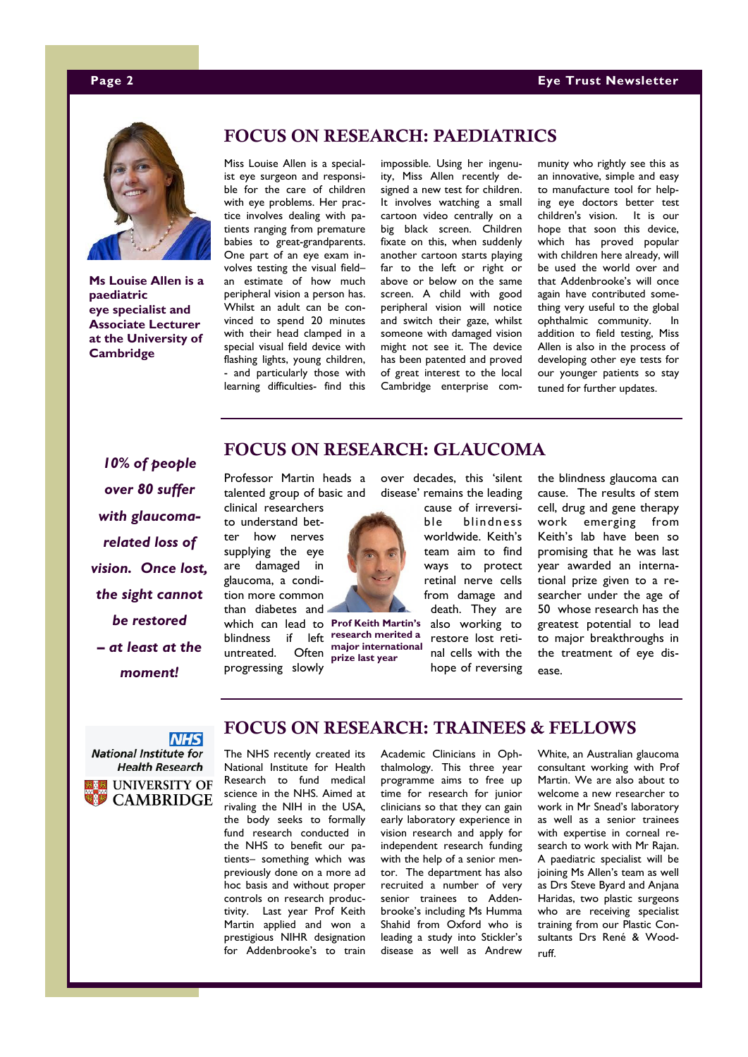## FOCUS ON RESEARCH: PAEDIATRICS

**Ms Louise Allen is a paediatric eye specialist and Associate Lecturer at the University of Cambridge**

Miss Louise Allen is a specialist eye surgeon and responsible for the care of children with eye problems. Her practice involves dealing with patients ranging from premature babies to great-grandparents. One part of an eye exam involves testing the visual field– an estimate of how much peripheral vision a person has. Whilst an adult can be convinced to spend 20 minutes with their head clamped in a special visual field device with flashing lights, young children, - and particularly those with learning difficulties- find this impossible. Using her ingenuity, Miss Allen recently designed a new test for children. It involves watching a small cartoon video centrally on a big black screen. Children fixate on this, when suddenly another cartoon starts playing far to the left or right or above or below on the same screen. A child with good peripheral vision will notice and switch their gaze, whilst someone with damaged vision might not see it. The device has been patented and proved of great interest to the local Cambridge enterprise community who rightly see this as an innovative, simple and easy to manufacture tool for helping eye doctors better test children's vision. It is our hope that soon this device, which has proved popular with children here already, will be used the world over and that Addenbrooke's will once again have contributed something very useful to the global ophthalmic community. In addition to field testing, Miss Allen is also in the process of developing other eye tests for our younger patients so stay tuned for further updates.

## FOCUS ON RESEARCH: GLAUCOMA

*10% of people over 80 suffer with glaucoma-related loss of vision. Once lost, the sight cannot be restored – at least at the moment!*

Professor Martin heads a talented group of basic and clinical researchers to understand better how nerves supplying the eye are damaged in glaucoma, a condition more common than diabetes and which can lead to blindness if left untreated. Often progressing slowly over decades, this 'silent disease' remains the leading cause of irreversible blindness worldwide. Keith's team aim to find ways to protect retinal nerve cells from damage and death. They are also working to restore lost retinal cells with the hope of reversing the blindness glaucoma can cause. The results of stem cell, drug and gene therapy work emerging from Keith's lab have been so promising that he was last year awarded an international prize given to a researcher under the age of 50 whose research has the greatest potential to lead to major breakthroughs in the treatment of eye disease.

**Prof Keith Martin's research merited a major international prize last year**

## FOCUS ON RESEARCH: TRAINEES & FELLOWS

NHS National Institute for Health Research

UNIVERSITY OF CAMBRIDGE

The NHS recently created its National Institute for Health Research to fund medical science in the NHS. Aimed at rivaling the NIH in the USA, the body seeks to formally fund research conducted in the NHS to benefit our patients– something which was previously done on a more ad hoc basis and without proper controls on research productivity. Last year Prof Keith Martin applied and won a prestigious NIHR designation for Addenbrooke's to train Academic Clinicians in Ophthalmology. This three year programme aims to free up time for research for junior clinicians so that they can gain early laboratory experience in vision research and apply for independent research funding with the help of a senior mentor. The department has also recruited a number of very senior trainees to Addenbrooke's including Ms Humma Shahid from Oxford who is leading a study into Stickler's disease as well as Andrew White, an Australian glaucoma consultant working with Prof Martin. We are also about to welcome a new researcher to work in Mr Snead's laboratory as well as a senior trainees with expertise in corneal research to work with Mr Rajan. A paediatric specialist will be joining Ms Allen's team as well as Drs Steve Byard and Anjana Haridas, two plastic surgeons who are receiving specialist training from our Plastic Consultants Drs René & Woodruff.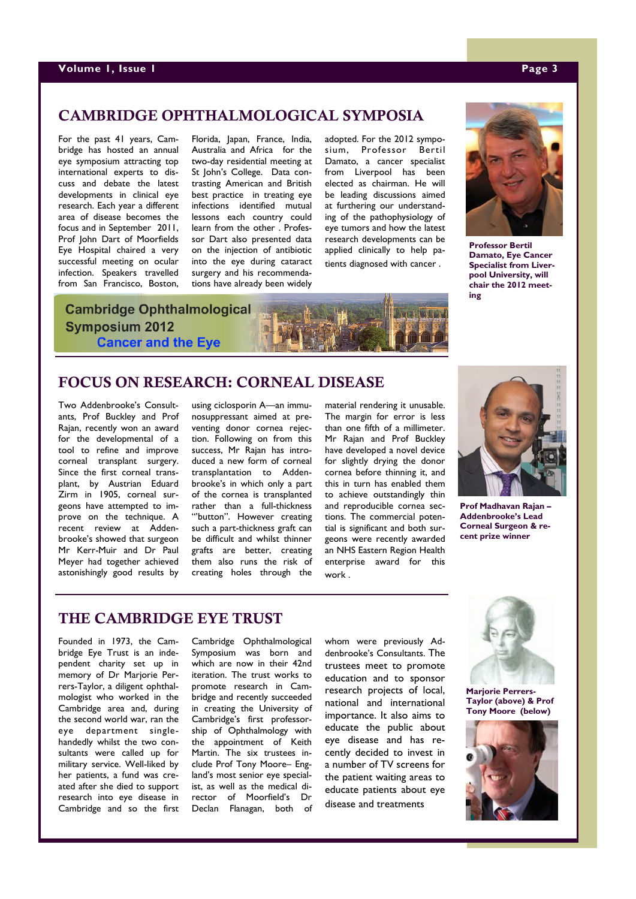## CAMBRIDGE OPHTHALMOLOGICAL SYMPOSIA

For the past 41 years, Cambridge has hosted an annual eye symposium attracting top international experts to discuss and debate the latest developments in clinical eye research. Each year a different area of disease becomes the focus and in September 2011, Prof John Dart of Moorfields Eye Hospital chaired a very successful meeting on ocular infection. Speakers travelled from San Francisco, Boston, Florida, Japan, France, India, Australia and Africa for the two-day residential meeting at St John's College. Data contrasting American and British best practice in treating eye infections identified mutual lessons each country could learn from the other . Professor Dart also presented data on the injection of antibiotic into the eye during cataract surgery and his recommendations have already been widely adopted. For the 2012 symposium, Professor Bertil Damato, a cancer specialist from Liverpool has been elected as chairman. He will be leading discussions aimed at furthering our understanding of the pathophysiology of eye tumors and how the latest research developments can be applied clinically to help patients diagnosed with cancer .

**Professor Bertil Damato, Eye Cancer Specialist from Liverpool University, will chair the 2012 meeting**

**Cambridge Ophthalmological Symposium 2012**
**Cancer and the Eye**

## FOCUS ON RESEARCH: CORNEAL DISEASE

Two Addenbrooke's Consultants, Prof Buckley and Prof Rajan, recently won an award for the developmental of a tool to refine and improve corneal transplant surgery. Since the first corneal transplant, by Austrian Eduard Zirm in 1905, corneal surgeons have attempted to improve on the technique. A recent review at Addenbrooke's showed that surgeon Mr Kerr-Muir and Dr Paul Meyer had together achieved astonishingly good results by using ciclosporin A—an immunosuppressant aimed at preventing donor cornea rejection. Following on from this success, Mr Rajan has introduced a new form of corneal transplantation to Addenbrooke's in which only a part of the cornea is transplanted rather than a full-thickness "'button". However creating such a part-thickness graft can be difficult and whilst thinner grafts are better, creating them also runs the risk of creating holes through the material rendering it unusable. The margin for error is less than one fifth of a millimeter. Mr Rajan and Prof Buckley have developed a novel device for slightly drying the donor cornea before thinning it, and this in turn has enabled them to achieve outstandingly thin and reproducible cornea sections. The commercial potential is significant and both surgeons were recently awarded an NHS Eastern Region Health enterprise award for this work .

**Prof Madhavan Rajan – Addenbrooke's Lead Corneal Surgeon & recent prize winner**

## THE CAMBRIDGE EYE TRUST

Founded in 1973, the Cambridge Eye Trust is an independent charity set up in memory of Dr Marjorie Perrers-Taylor, a diligent ophthalmologist who worked in the Cambridge area and, during the second world war, ran the eye department single-handedly whilst the two consultants were called up for military service. Well-liked by her patients, a fund was created after she died to support research into eye disease in Cambridge and so the first Cambridge Ophthalmological Symposium was born and which are now in their 42nd iteration. The trust works to promote research in Cambridge and recently succeeded in creating the University of Cambridge's first professorship of Ophthalmology with the appointment of Keith Martin. The six trustees include Prof Tony Moore– England's most senior eye specialist, as well as the medical director of Moorfield's Dr Declan Flanagan, both of whom were previously Addenbrooke's Consultants. The trustees meet to promote education and to sponsor research projects of local, national and international importance. It also aims to educate the public about eye disease and has recently decided to invest in a number of TV screens for the patient waiting areas to educate patients about eye disease and treatments

**Marjorie Perrers-Taylor (above) & Prof Tony Moore (below)**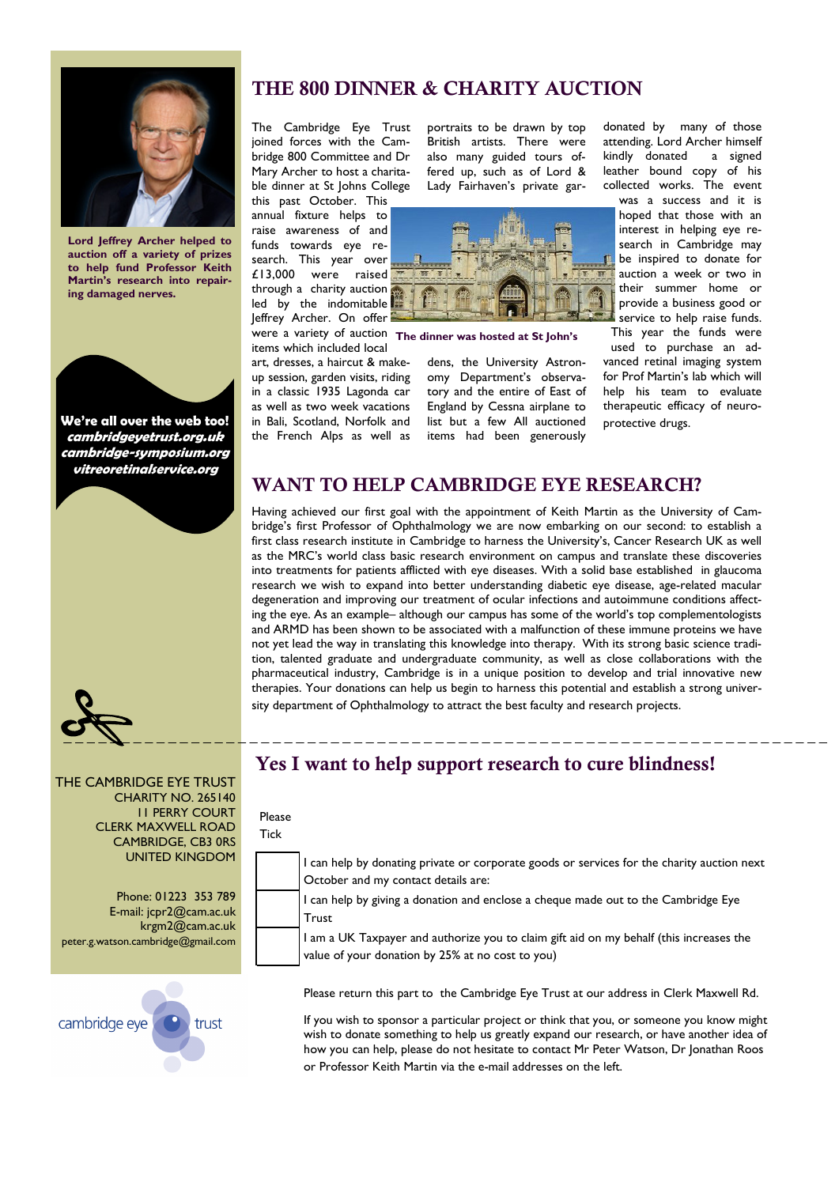Lord Jeffrey Archer helped to auction off a variety of prizes to help fund Professor Keith Martin's research into repairing damaged nerves.

We're all over the web too!
*cambridgeyetrust.org.uk*
*cambridge-symposium.org*
*vitreoretinalservice.org*

# THE 800 DINNER & CHARITY AUCTION

The Cambridge Eye Trust joined forces with the Cambridge 800 Committee and Dr Mary Archer to host a charitable dinner at St Johns College this past October. This annual fixture helps to raise awareness of and funds towards eye research. This year over £13,000 were raised through a charity auction led by the indomitable Jeffrey Archer. On offer were a variety of auction items which included local art, dresses, a haircut & make-up session, garden visits, riding in a classic 1935 Lagonda car as well as two week vacations in Bali, Scotland, Norfolk and the French Alps as well as portraits to be drawn by top British artists. There were also many guided tours offered up, such as of Lord & Lady Fairhaven's private gardens, the University Astronomy Department's observatory and the entire of East of England by Cessna airplane to list but a few All auctioned items had been generously donated by many of those attending. Lord Archer himself kindly donated a signed leather bound copy of his collected works. The event was a success and it is hoped that those with an interest in helping eye research in Cambridge may be inspired to donate for auction a week or two in their summer home or provide a business good or service to help raise funds. This year the funds were used to purchase an advanced retinal imaging system for Prof Martin's lab which will help his team to evaluate therapeutic efficacy of neuroprotective drugs.

The dinner was hosted at St John's

# WANT TO HELP CAMBRIDGE EYE RESEARCH?

Having achieved our first goal with the appointment of Keith Martin as the University of Cambridge's first Professor of Ophthalmology we are now embarking on our second: to establish a first class research institute in Cambridge to harness the University's, Cancer Research UK as well as the MRC's world class basic research environment on campus and translate these discoveries into treatments for patients afflicted with eye diseases. With a solid base established in glaucoma research we wish to expand into better understanding diabetic eye disease, age-related macular degeneration and improving our treatment of ocular infections and autoimmune conditions affecting the eye. As an example– although our campus has some of the world's top complementologists and ARMD has been shown to be associated with a malfunction of these immune proteins we have not yet lead the way in translating this knowledge into therapy. With its strong basic science tradition, talented graduate and undergraduate community, as well as close collaborations with the pharmaceutical industry, Cambridge is in a unique position to develop and trial innovative new therapies. Your donations can help us begin to harness this potential and establish a strong university department of Ophthalmology to attract the best faculty and research projects.

THE CAMBRIDGE EYE TRUST
CHARITY NO. 265140
11 PERRY COURT
CLERK MAXWELL ROAD
CAMBRIDGE, CB3 0RS
UNITED KINGDOM

Phone: 01223 353 789
E-mail: jcpr2@cam.ac.uk
krgm2@cam.ac.uk
peter.g.watson.cambridge@gmail.com

cambridge eye trust

# Yes I want to help support research to cure blindness!

| Please Tick | |
|---|---|
| ☐ | I can help by donating private or corporate goods or services for the charity auction next October and my contact details are: |
| ☐ | I can help by giving a donation and enclose a cheque made out to the Cambridge Eye Trust |
| ☐ | I am a UK Taxpayer and authorize you to claim gift aid on my behalf (this increases the value of your donation by 25% at no cost to you) |

Please return this part to the Cambridge Eye Trust at our address in Clerk Maxwell Rd.

If you wish to sponsor a particular project or think that you, or someone you know might wish to donate something to help us greatly expand our research, or have another idea of how you can help, please do not hesitate to contact Mr Peter Watson, Dr Jonathan Roos or Professor Keith Martin via the e-mail addresses on the left.